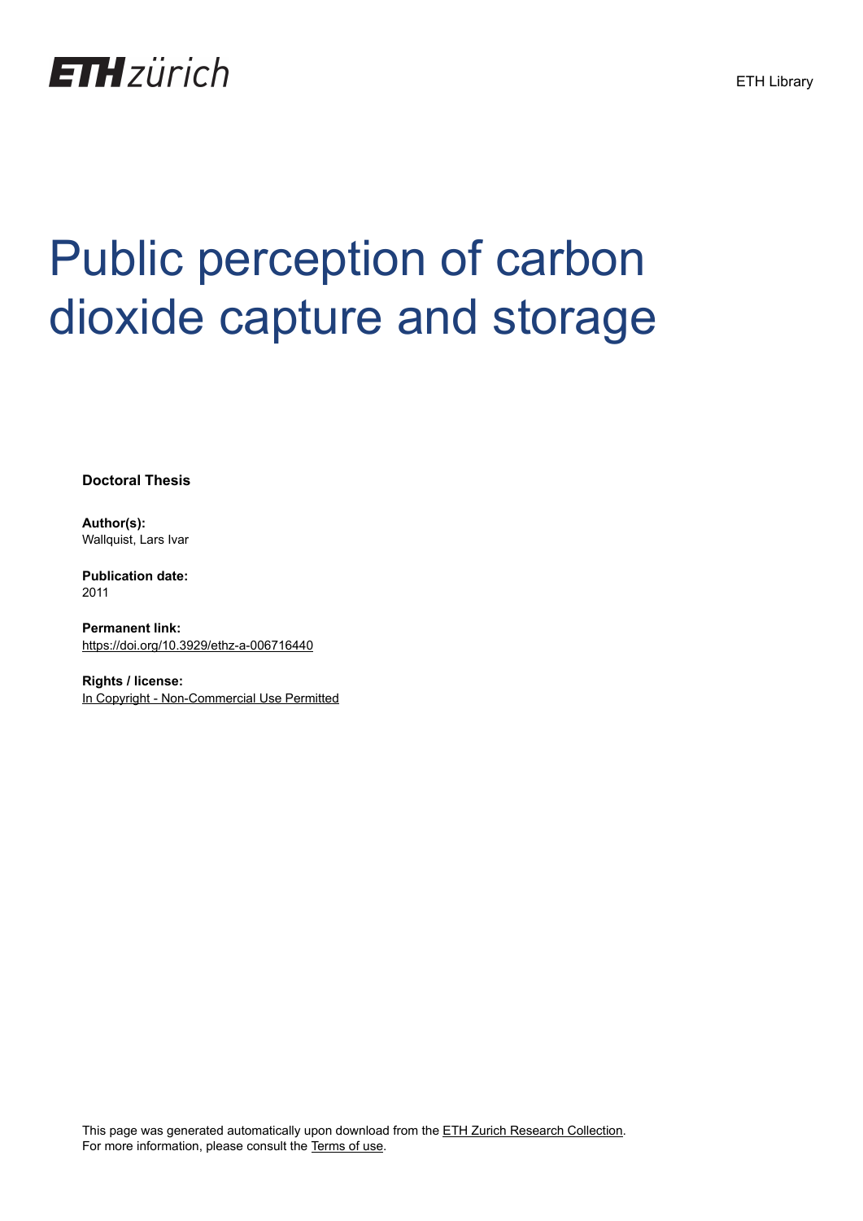ETH zürich

ETH Library

# Public perception of carbon dioxide capture and storage

**Doctoral Thesis**

**Author(s):**
Wallquist, Lars Ivar

**Publication date:**
2011

**Permanent link:**
https://doi.org/10.3929/ethz-a-006716440

**Rights / license:**
In Copyright - Non-Commercial Use Permitted

This page was generated automatically upon download from the ETH Zurich Research Collection.
For more information, please consult the Terms of use.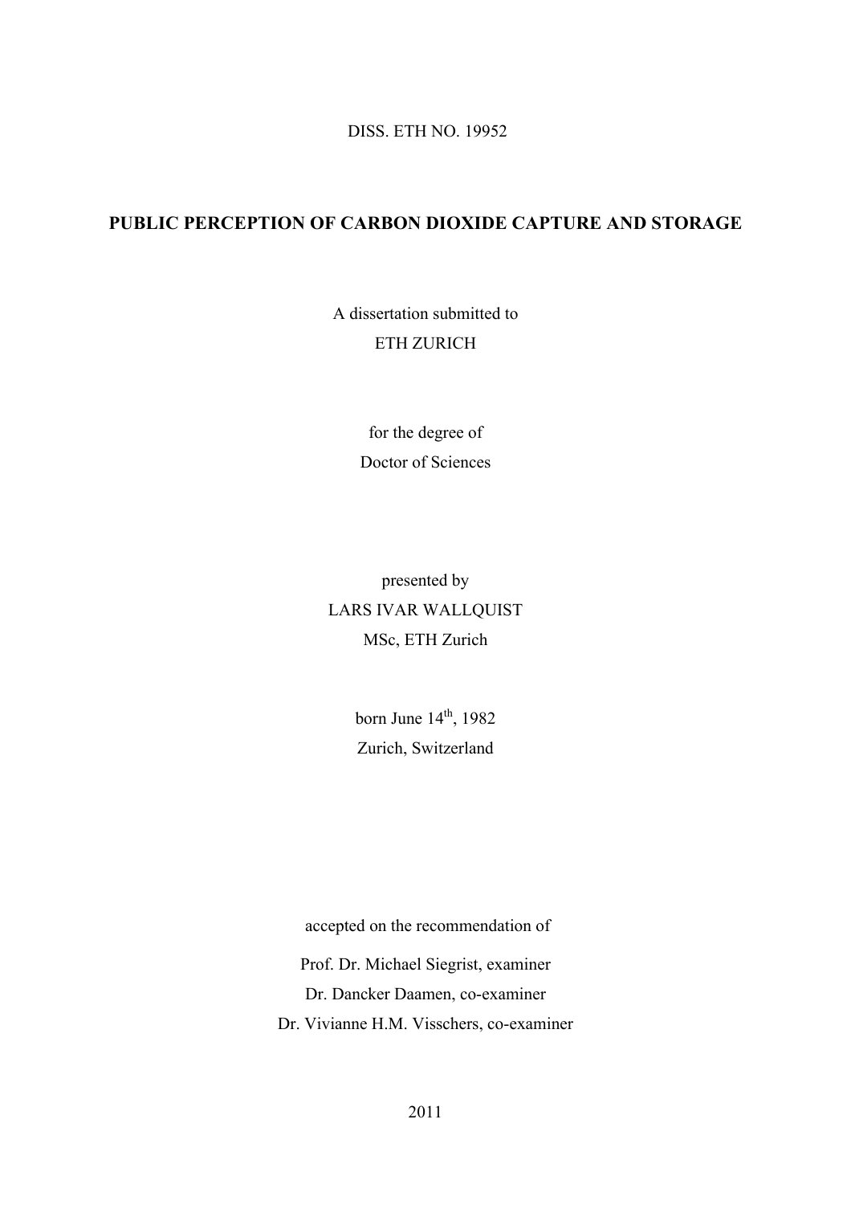DISS. ETH NO. 19952

# PUBLIC PERCEPTION OF CARBON DIOXIDE CAPTURE AND STORAGE

A dissertation submitted to
ETH ZURICH

for the degree of
Doctor of Sciences

presented by
LARS IVAR WALLQUIST
MSc, ETH Zurich

born June 14th, 1982
Zurich, Switzerland

accepted on the recommendation of

Prof. Dr. Michael Siegrist, examiner
Dr. Dancker Daamen, co-examiner
Dr. Vivianne H.M. Visschers, co-examiner

2011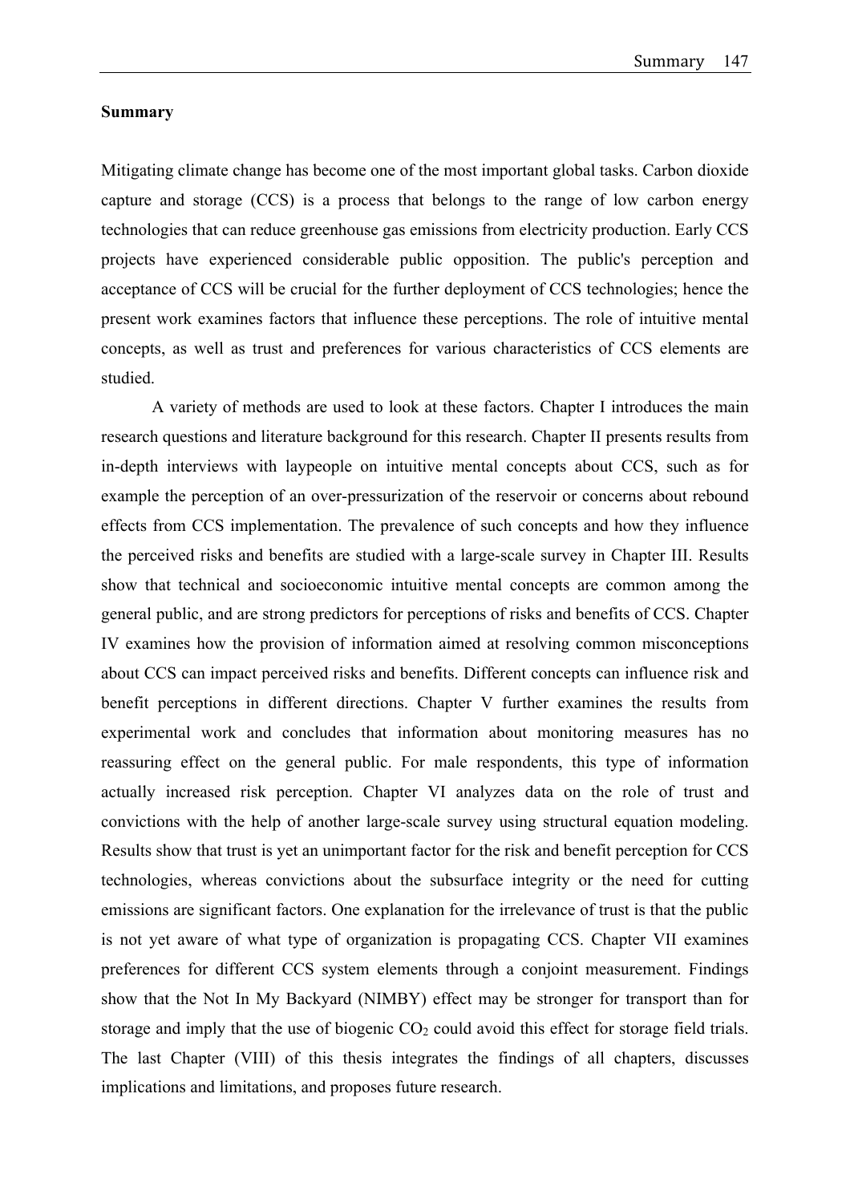## Summary

Mitigating climate change has become one of the most important global tasks. Carbon dioxide capture and storage (CCS) is a process that belongs to the range of low carbon energy technologies that can reduce greenhouse gas emissions from electricity production. Early CCS projects have experienced considerable public opposition. The public's perception and acceptance of CCS will be crucial for the further deployment of CCS technologies; hence the present work examines factors that influence these perceptions. The role of intuitive mental concepts, as well as trust and preferences for various characteristics of CCS elements are studied.

A variety of methods are used to look at these factors. Chapter I introduces the main research questions and literature background for this research. Chapter II presents results from in-depth interviews with laypeople on intuitive mental concepts about CCS, such as for example the perception of an over-pressurization of the reservoir or concerns about rebound effects from CCS implementation. The prevalence of such concepts and how they influence the perceived risks and benefits are studied with a large-scale survey in Chapter III. Results show that technical and socioeconomic intuitive mental concepts are common among the general public, and are strong predictors for perceptions of risks and benefits of CCS. Chapter IV examines how the provision of information aimed at resolving common misconceptions about CCS can impact perceived risks and benefits. Different concepts can influence risk and benefit perceptions in different directions. Chapter V further examines the results from experimental work and concludes that information about monitoring measures has no reassuring effect on the general public. For male respondents, this type of information actually increased risk perception. Chapter VI analyzes data on the role of trust and convictions with the help of another large-scale survey using structural equation modeling. Results show that trust is yet an unimportant factor for the risk and benefit perception for CCS technologies, whereas convictions about the subsurface integrity or the need for cutting emissions are significant factors. One explanation for the irrelevance of trust is that the public is not yet aware of what type of organization is propagating CCS. Chapter VII examines preferences for different CCS system elements through a conjoint measurement. Findings show that the Not In My Backyard (NIMBY) effect may be stronger for transport than for storage and imply that the use of biogenic $CO_2$ could avoid this effect for storage field trials. The last Chapter (VIII) of this thesis integrates the findings of all chapters, discusses implications and limitations, and proposes future research.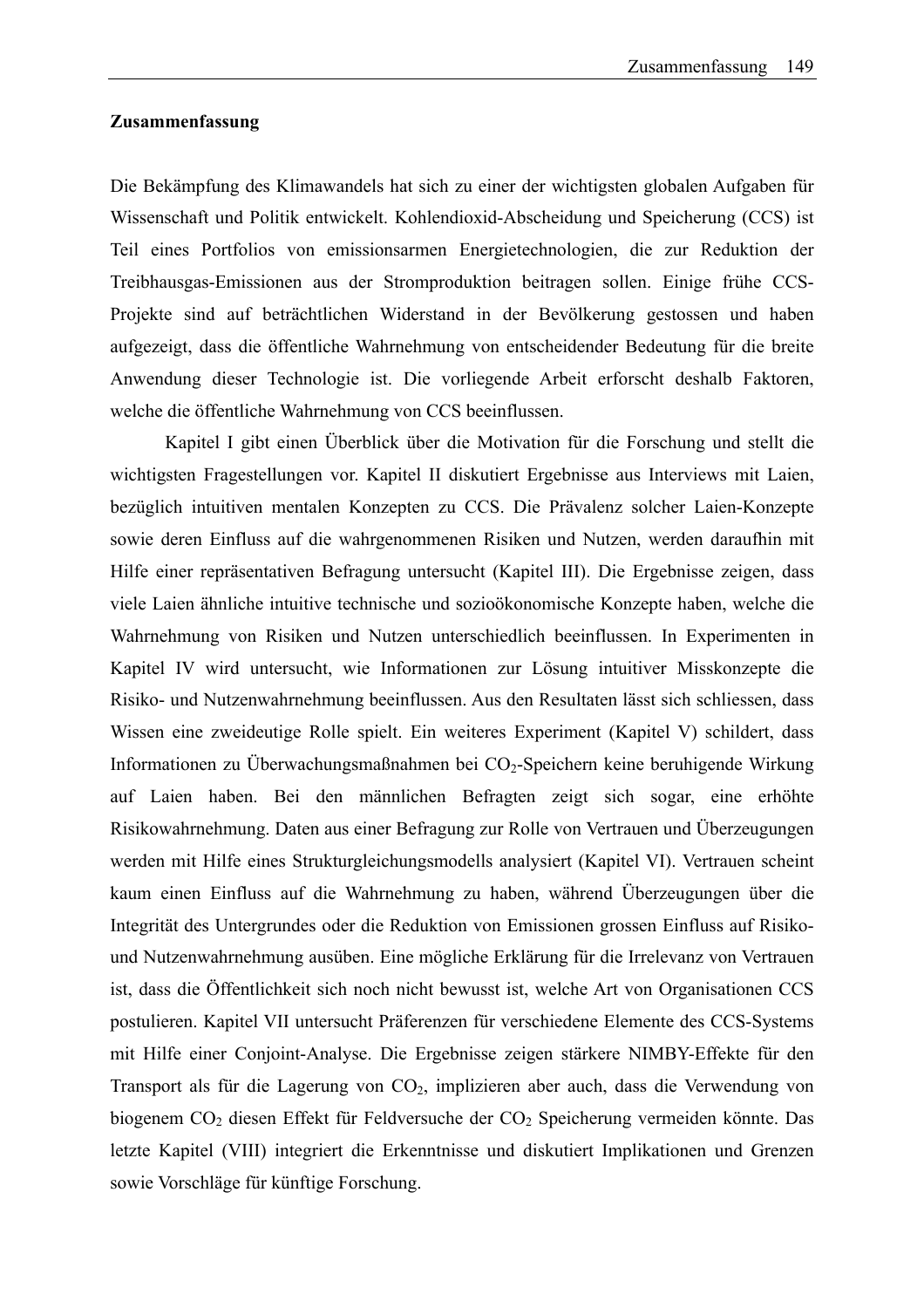## Zusammenfassung

Die Bekämpfung des Klimawandels hat sich zu einer der wichtigsten globalen Aufgaben für Wissenschaft und Politik entwickelt. Kohlendioxid-Abscheidung und Speicherung (CCS) ist Teil eines Portfolios von emissionsarmen Energietechnologien, die zur Reduktion der Treibhausgas-Emissionen aus der Stromproduktion beitragen sollen. Einige frühe CCS-Projekte sind auf beträchtlichen Widerstand in der Bevölkerung gestossen und haben aufgezeigt, dass die öffentliche Wahrnehmung von entscheidender Bedeutung für die breite Anwendung dieser Technologie ist. Die vorliegende Arbeit erforscht deshalb Faktoren, welche die öffentliche Wahrnehmung von CCS beeinflussen.

Kapitel I gibt einen Überblick über die Motivation für die Forschung und stellt die wichtigsten Fragestellungen vor. Kapitel II diskutiert Ergebnisse aus Interviews mit Laien, bezüglich intuitiven mentalen Konzepten zu CCS. Die Prävalenz solcher Laien-Konzepte sowie deren Einfluss auf die wahrgenommenen Risiken und Nutzen, werden daraufhin mit Hilfe einer repräsentativen Befragung untersucht (Kapitel III). Die Ergebnisse zeigen, dass viele Laien ähnliche intuitive technische und sozioökonomische Konzepte haben, welche die Wahrnehmung von Risiken und Nutzen unterschiedlich beeinflussen. In Experimenten in Kapitel IV wird untersucht, wie Informationen zur Lösung intuitiver Misskonzepte die Risiko- und Nutzenwahrnehmung beeinflussen. Aus den Resultaten lässt sich schliessen, dass Wissen eine zweideutige Rolle spielt. Ein weiteres Experiment (Kapitel V) schildert, dass Informationen zu Überwachungsmaßnahmen bei $CO_2$-Speichern keine beruhigende Wirkung auf Laien haben. Bei den männlichen Befragten zeigt sich sogar, eine erhöhte Risikowahrnehmung. Daten aus einer Befragung zur Rolle von Vertrauen und Überzeugungen werden mit Hilfe eines Strukturgleichungsmodells analysiert (Kapitel VI). Vertrauen scheint kaum einen Einfluss auf die Wahrnehmung zu haben, während Überzeugungen über die Integrität des Untergrundes oder die Reduktion von Emissionen grossen Einfluss auf Risiko- und Nutzenwahrnehmung ausüben. Eine mögliche Erklärung für die Irrelevanz von Vertrauen ist, dass die Öffentlichkeit sich noch nicht bewusst ist, welche Art von Organisationen CCS postulieren. Kapitel VII untersucht Präferenzen für verschiedene Elemente des CCS-Systems mit Hilfe einer Conjoint-Analyse. Die Ergebnisse zeigen stärkere NIMBY-Effekte für den Transport als für die Lagerung von $CO_2$, implizieren aber auch, dass die Verwendung von biogenem $CO_2$ diesen Effekt für Feldversuche der $CO_2$ Speicherung vermeiden könnte. Das letzte Kapitel (VIII) integriert die Erkenntnisse und diskutiert Implikationen und Grenzen sowie Vorschläge für künftige Forschung.